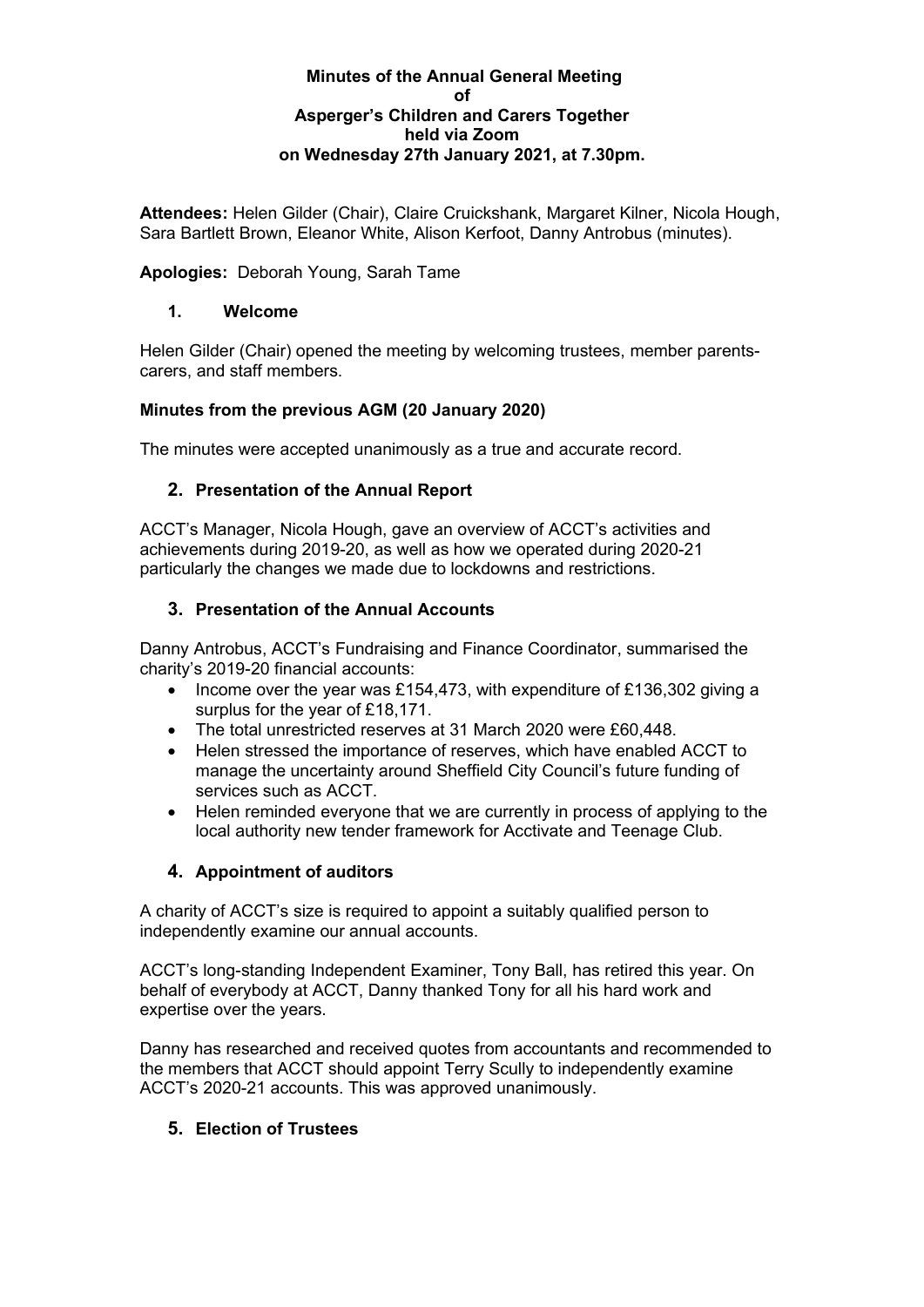**Minutes of the Annual General Meeting**
**of**
**Asperger's Children and Carers Together**
**held via Zoom**
**on Wednesday 27th January 2021, at 7.30pm.**

**Attendees:** Helen Gilder (Chair), Claire Cruickshank, Margaret Kilner, Nicola Hough, Sara Bartlett Brown, Eleanor White, Alison Kerfoot, Danny Antrobus (minutes).

**Apologies:** Deborah Young, Sarah Tame

## 1. Welcome

Helen Gilder (Chair) opened the meeting by welcoming trustees, member parents-carers, and staff members.

**Minutes from the previous AGM (20 January 2020)**

The minutes were accepted unanimously as a true and accurate record.

## 2. Presentation of the Annual Report

ACCT's Manager, Nicola Hough, gave an overview of ACCT's activities and achievements during 2019-20, as well as how we operated during 2020-21 particularly the changes we made due to lockdowns and restrictions.

## 3. Presentation of the Annual Accounts

Danny Antrobus, ACCT's Fundraising and Finance Coordinator, summarised the charity's 2019-20 financial accounts:

- Income over the year was £154,473, with expenditure of £136,302 giving a surplus for the year of £18,171.
- The total unrestricted reserves at 31 March 2020 were £60,448.
- Helen stressed the importance of reserves, which have enabled ACCT to manage the uncertainty around Sheffield City Council's future funding of services such as ACCT.
- Helen reminded everyone that we are currently in process of applying to the local authority new tender framework for Acctivate and Teenage Club.

## 4. Appointment of auditors

A charity of ACCT's size is required to appoint a suitably qualified person to independently examine our annual accounts.

ACCT's long-standing Independent Examiner, Tony Ball, has retired this year. On behalf of everybody at ACCT, Danny thanked Tony for all his hard work and expertise over the years.

Danny has researched and received quotes from accountants and recommended to the members that ACCT should appoint Terry Scully to independently examine ACCT's 2020-21 accounts. This was approved unanimously.

## 5. Election of Trustees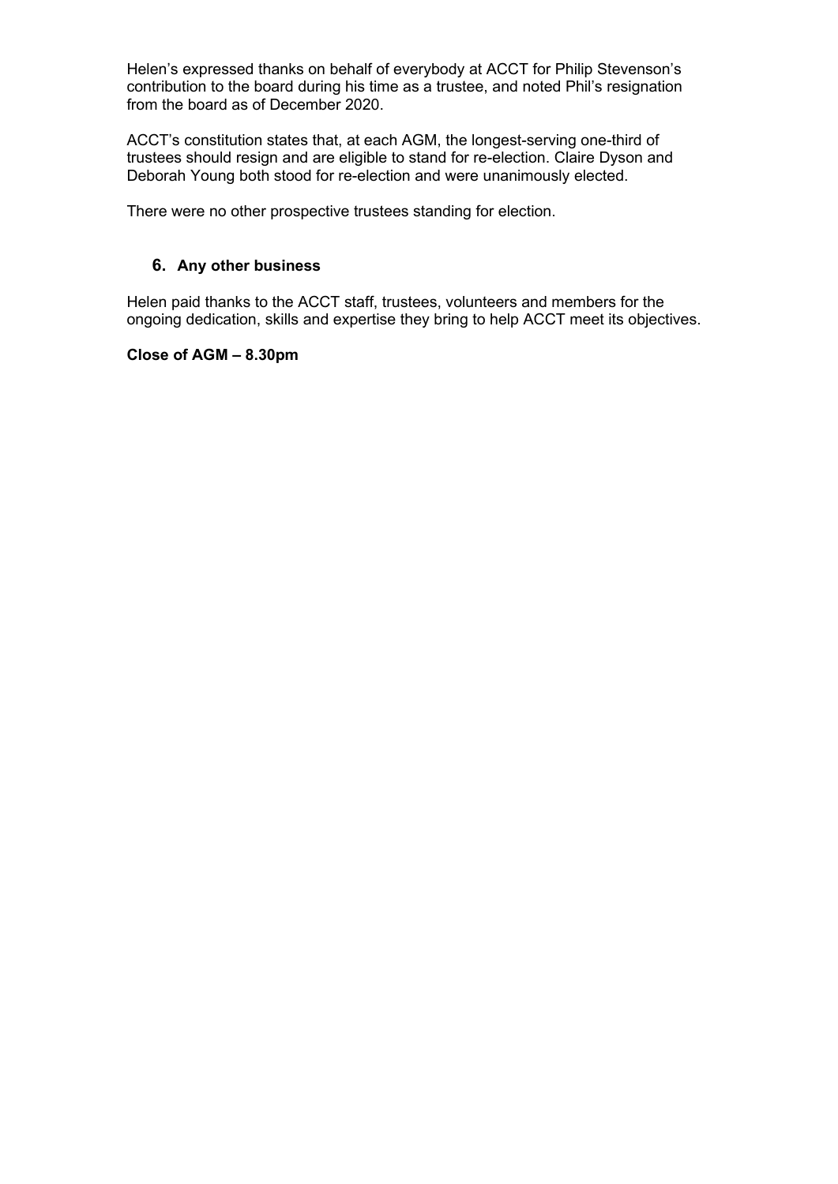Helen's expressed thanks on behalf of everybody at ACCT for Philip Stevenson's contribution to the board during his time as a trustee, and noted Phil's resignation from the board as of December 2020.

ACCT's constitution states that, at each AGM, the longest-serving one-third of trustees should resign and are eligible to stand for re-election. Claire Dyson and Deborah Young both stood for re-election and were unanimously elected.

There were no other prospective trustees standing for election.

## 6. Any other business

Helen paid thanks to the ACCT staff, trustees, volunteers and members for the ongoing dedication, skills and expertise they bring to help ACCT meet its objectives.

**Close of AGM – 8.30pm**